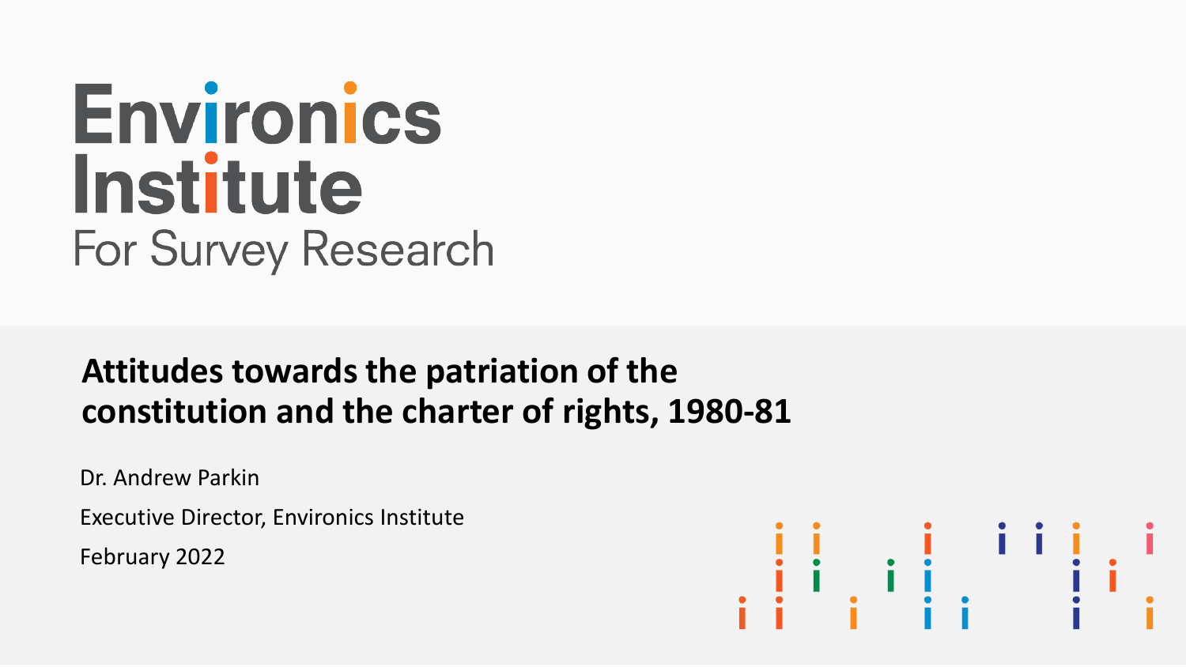Environics Institute For Survey Research

# Attitudes towards the patriation of the constitution and the charter of rights, 1980-81

Dr. Andrew Parkin

Executive Director, Environics Institute

February 2022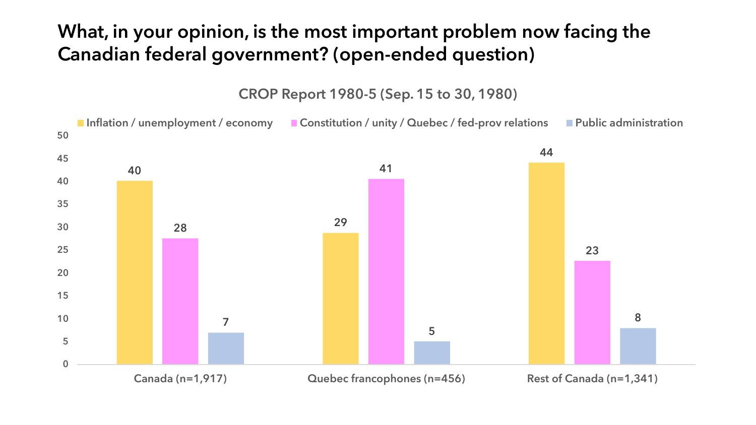# What, in your opinion, is the most important problem now facing the Canadian federal government? (open-ended question)

CROP Report 1980-5 (Sep. 15 to 30, 1980)

| | Inflation / unemployment / economy | Constitution / unity / Quebec / fed-prov relations | Public administration |
|---|---|---|---|
| Canada (n=1,917) | 40 | 28 | 7 |
| Quebec francophones (n=456) | 29 | 41 | 5 |
| Rest of Canada (n=1,341) | 44 | 23 | 8 |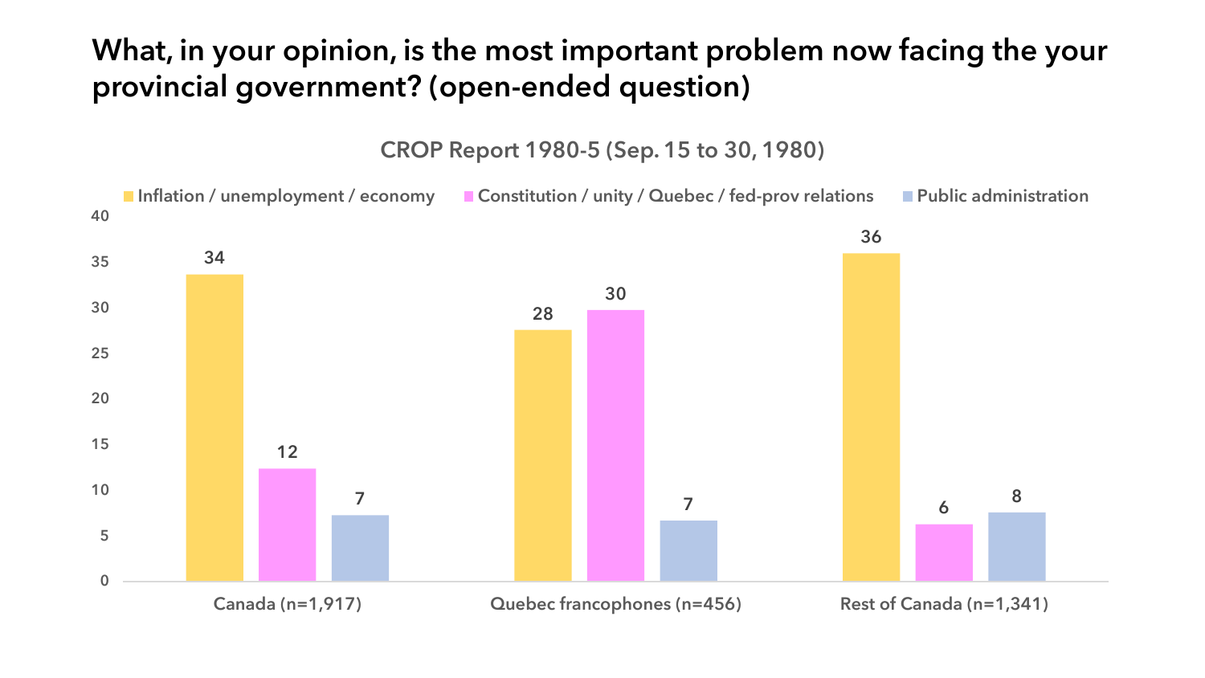# What, in your opinion, is the most important problem now facing the your provincial government? (open-ended question)

CROP Report 1980-5 (Sep. 15 to 30, 1980)

| | Inflation / unemployment / economy | Constitution / unity / Quebec / fed-prov relations | Public administration |
|---|---|---|---|
| Canada (n=1,917) | 34 | 12 | 7 |
| Quebec francophones (n=456) | 28 | 30 | 7 |
| Rest of Canada (n=1,341) | 36 | 6 | 8 |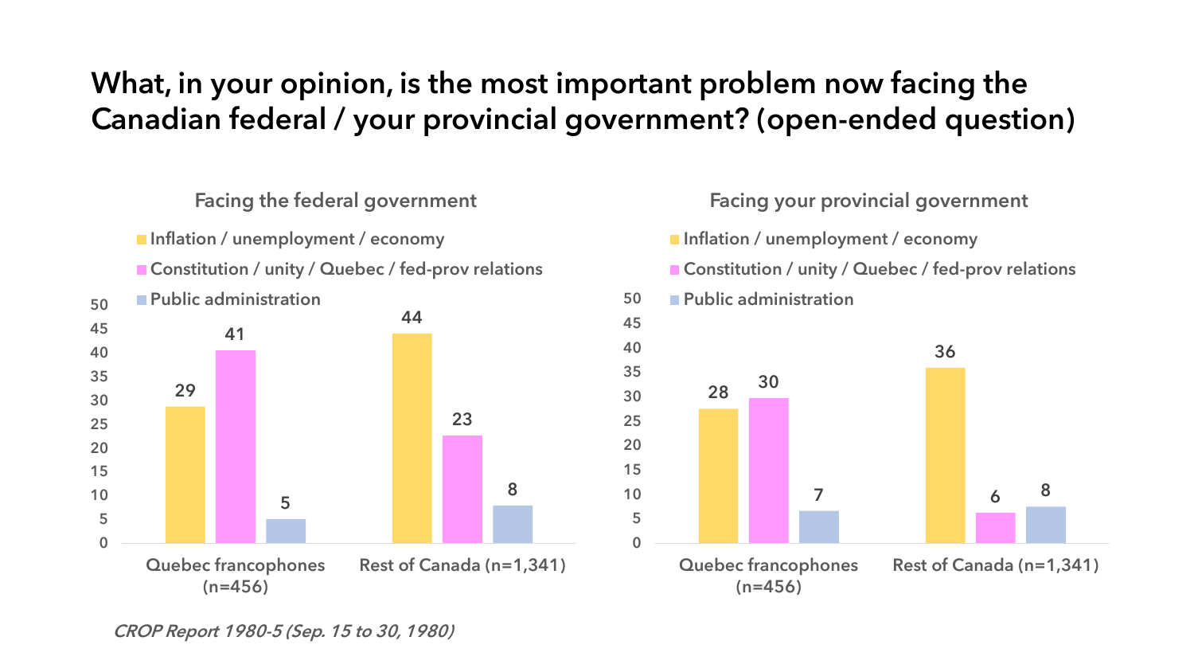# What, in your opinion, is the most important problem now facing the Canadian federal / your provincial government? (open-ended question)

### Facing the federal government

| | Inflation / unemployment / economy | Constitution / unity / Quebec / fed-prov relations | Public administration |
|---|---|---|---|
| Quebec francophones (n=456) | 29 | 41 | 5 |
| Rest of Canada (n=1,341) | 44 | 23 | 8 |

### Facing your provincial government

| | Inflation / unemployment / economy | Constitution / unity / Quebec / fed-prov relations | Public administration |
|---|---|---|---|
| Quebec francophones (n=456) | 28 | 30 | 7 |
| Rest of Canada (n=1,341) | 36 | 6 | 8 |

*CROP Report 1980-5 (Sep. 15 to 30, 1980)*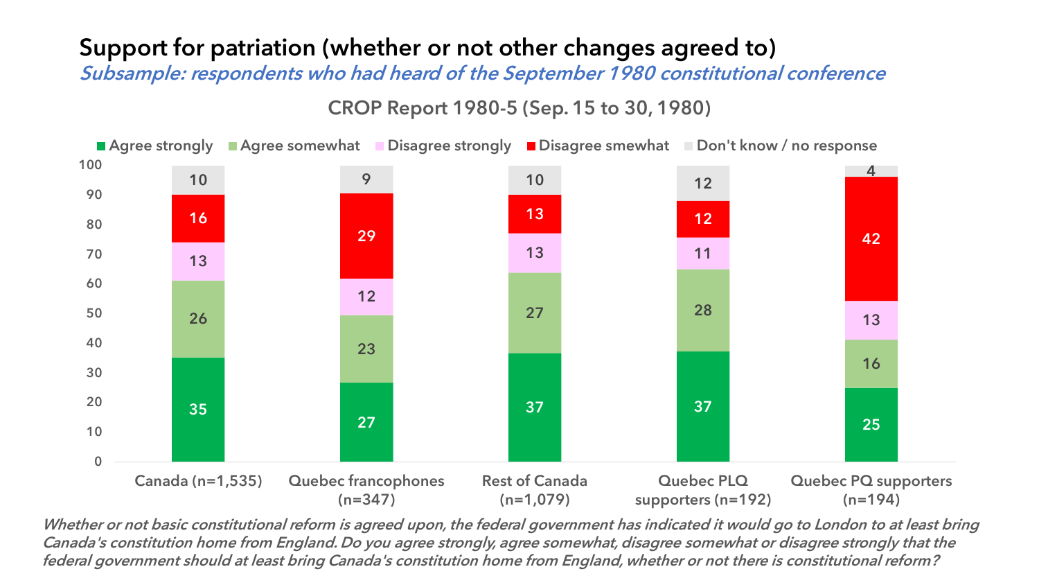# Support for patriation (whether or not other changes agreed to)

*Subsample: respondents who had heard of the September 1980 constitutional conference*

CROP Report 1980-5 (Sep. 15 to 30, 1980)

| | Agree strongly | Agree somewhat | Disagree strongly | Disagree smewhat | Don't know / no response |
|---|---|---|---|---|---|
| Canada (n=1,535) | 35 | 26 | 13 | 16 | 10 |
| Quebec francophones (n=347) | 27 | 23 | 12 | 29 | 9 |
| Rest of Canada (n=1,079) | 37 | 27 | 13 | 13 | 10 |
| Quebec PLQ supporters (n=192) | 37 | 28 | 11 | 12 | 12 |
| Quebec PQ supporters (n=194) | 25 | 16 | 13 | 42 | 4 |

*Whether or not basic constitutional reform is agreed upon, the federal government has indicated it would go to London to at least bring Canada's constitution home from England. Do you agree strongly, agree somewhat, disagree somewhat or disagree strongly that the federal government should at least bring Canada's constitution home from England, whether or not there is constitutional reform?*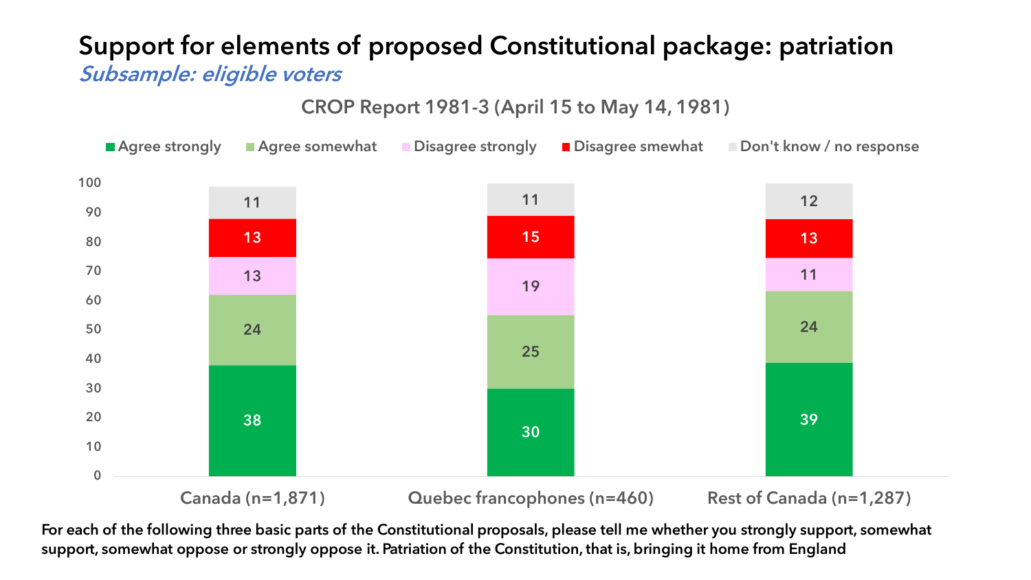# Support for elements of proposed Constitutional package: patriation

*Subsample: eligible voters*

CROP Report 1981-3 (April 15 to May 14, 1981)

| | Agree strongly | Agree somewhat | Disagree strongly | Disagree smewhat | Don't know / no response |
|---|---|---|---|---|---|
| Canada (n=1,871) | 38 | 24 | 13 | 13 | 11 |
| Quebec francophones (n=460) | 30 | 25 | 19 | 15 | 11 |
| Rest of Canada (n=1,287) | 39 | 24 | 11 | 13 | 12 |

For each of the following three basic parts of the Constitutional proposals, please tell me whether you strongly support, somewhat support, somewhat oppose or strongly oppose it. Patriation of the Constitution, that is, bringing it home from England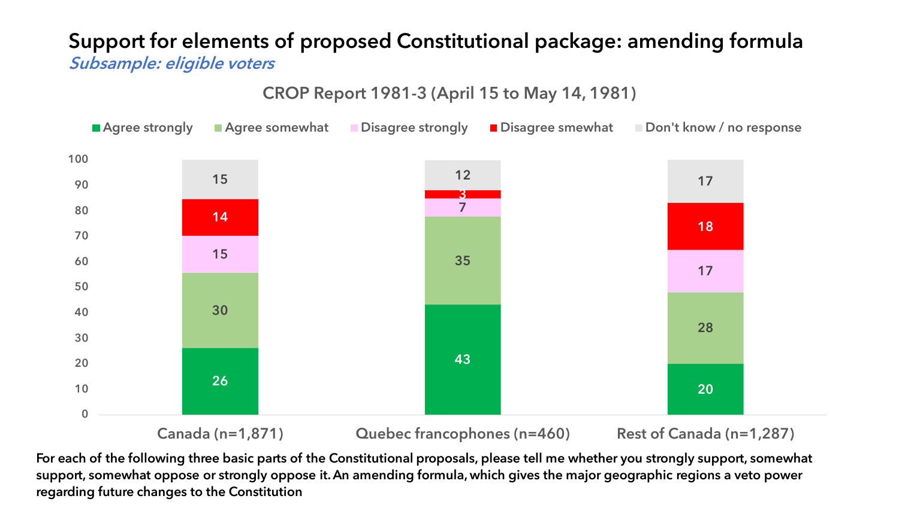# Support for elements of proposed Constitutional package: amending formula

*Subsample: eligible voters*

CROP Report 1981-3 (April 15 to May 14, 1981)

| | Agree strongly | Agree somewhat | Disagree strongly | Disagree smewhat | Don't know / no response |
|---|---|---|---|---|---|
| Canada (n=1,871) | 26 | 30 | 15 | 14 | 15 |
| Quebec francophones (n=460) | 43 | 35 | 7 | 3 | 12 |
| Rest of Canada (n=1,287) | 20 | 28 | 17 | 18 | 17 |

**For each of the following three basic parts of the Constitutional proposals, please tell me whether you strongly support, somewhat support, somewhat oppose or strongly oppose it. An amending formula, which gives the major geographic regions a veto power regarding future changes to the Constitution**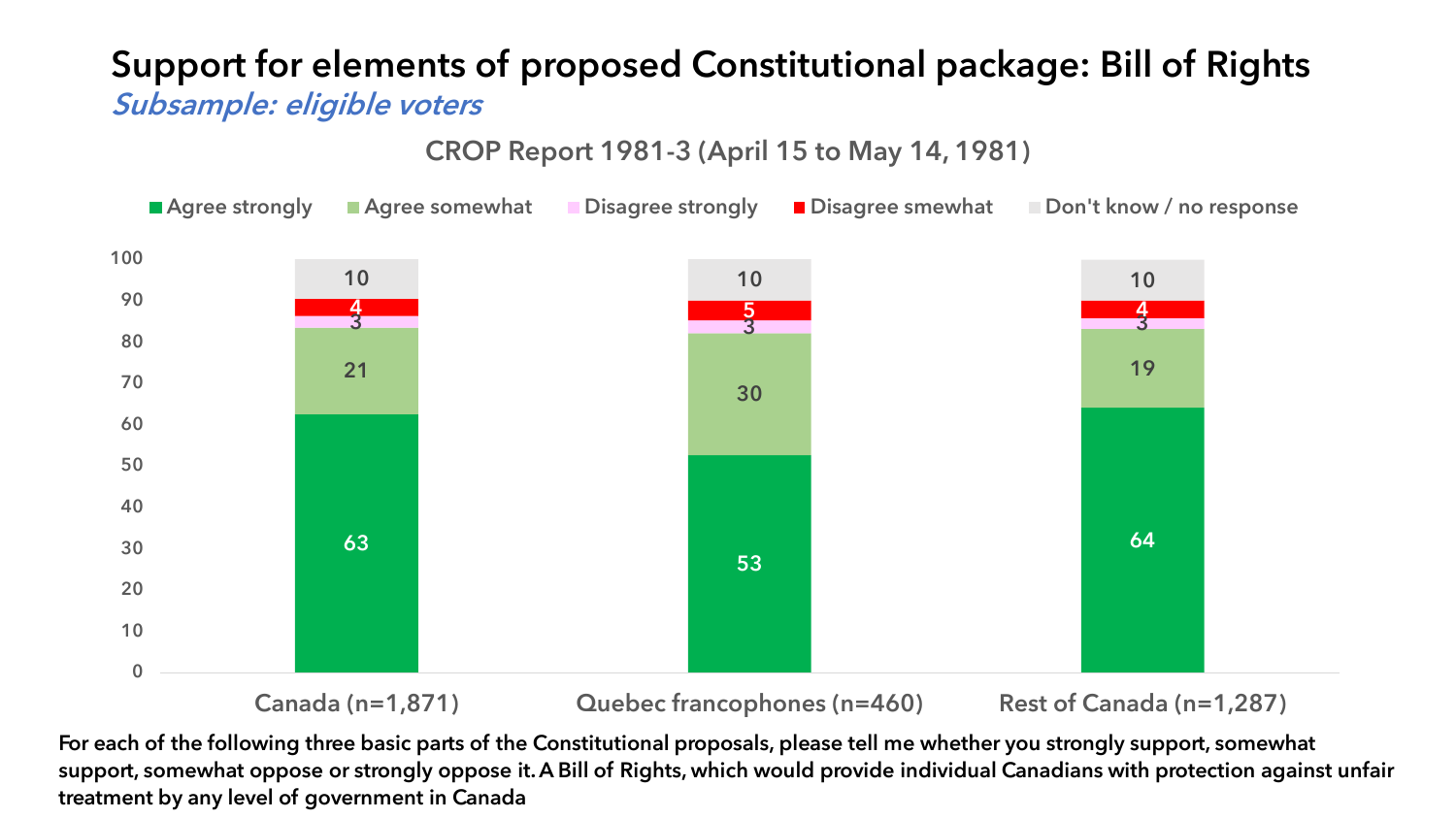# Support for elements of proposed Constitutional package: Bill of Rights

*Subsample: eligible voters*

CROP Report 1981-3 (April 15 to May 14, 1981)

| | Canada (n=1,871) | Quebec francophones (n=460) | Rest of Canada (n=1,287) |
|---|---|---|---|
| Agree strongly | 63 | 53 | 64 |
| Agree somewhat | 21 | 30 | 19 |
| Disagree strongly | 3 | 3 | 3 |
| Disagree smewhat | 4 | 5 | 4 |
| Don't know / no response | 10 | 10 | 10 |

For each of the following three basic parts of the Constitutional proposals, please tell me whether you strongly support, somewhat support, somewhat oppose or strongly oppose it. A Bill of Rights, which would provide individual Canadians with protection against unfair treatment by any level of government in Canada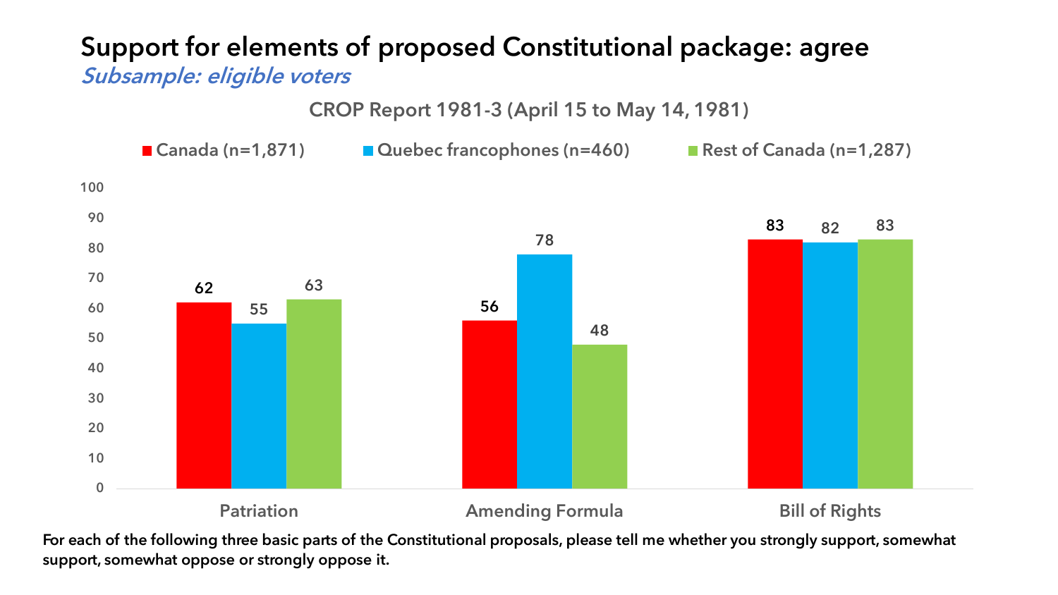# Support for elements of proposed Constitutional package: agree

*Subsample: eligible voters*

CROP Report 1981-3 (April 15 to May 14, 1981)

| | Canada (n=1,871) | Quebec francophones (n=460) | Rest of Canada (n=1,287) |
|---|---|---|---|
| Patriation | 62 | 55 | 63 |
| Amending Formula | 56 | 78 | 48 |
| Bill of Rights | 83 | 82 | 83 |

**For each of the following three basic parts of the Constitutional proposals, please tell me whether you strongly support, somewhat support, somewhat oppose or strongly oppose it.**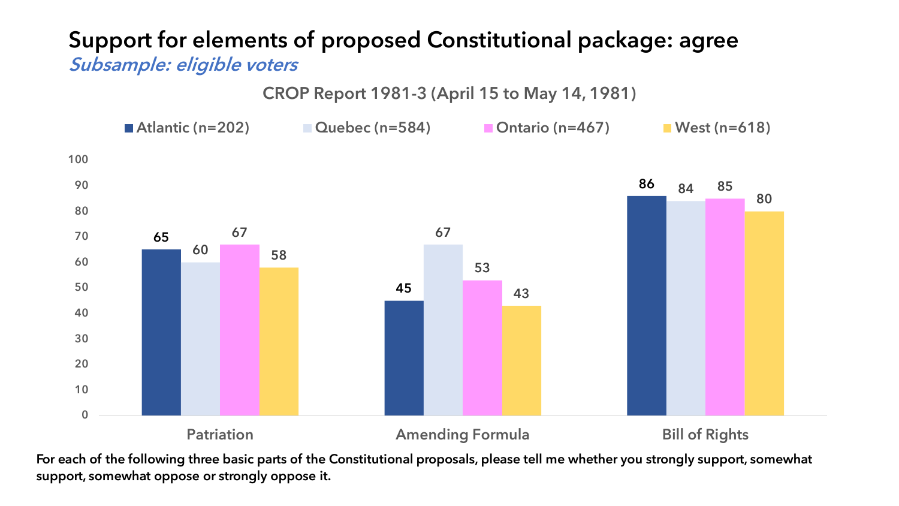# Support for elements of proposed Constitutional package: agree

*Subsample: eligible voters*

CROP Report 1981-3 (April 15 to May 14, 1981)

| | Atlantic (n=202) | Quebec (n=584) | Ontario (n=467) | West (n=618) |
|---|---|---|---|---|
| Patriation | 65 | 60 | 67 | 58 |
| Amending Formula | 45 | 67 | 53 | 43 |
| Bill of Rights | 86 | 84 | 85 | 80 |

**For each of the following three basic parts of the Constitutional proposals, please tell me whether you strongly support, somewhat support, somewhat oppose or strongly oppose it.**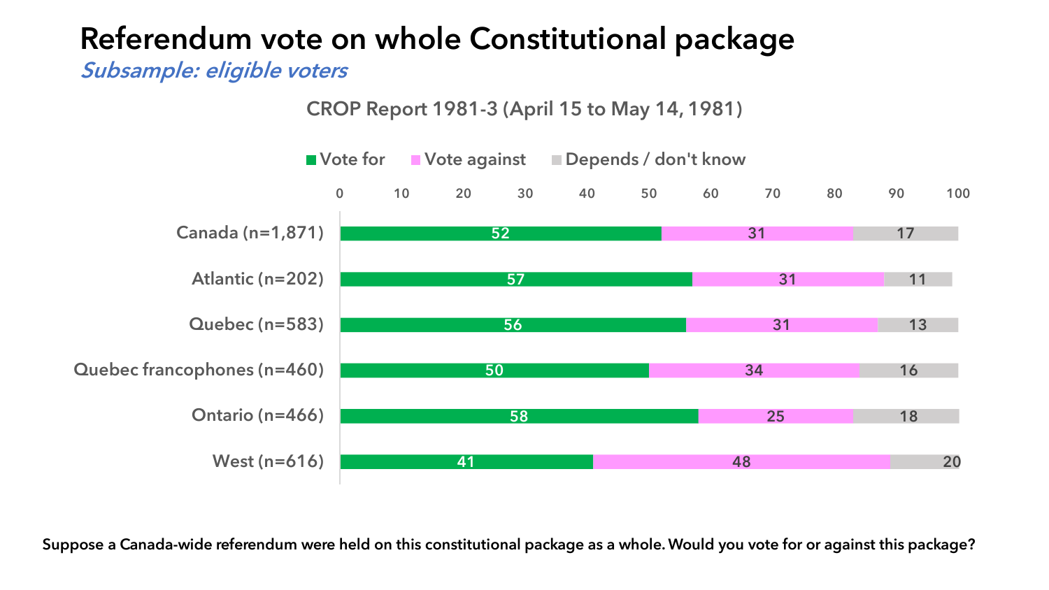# Referendum vote on whole Constitutional package

*Subsample: eligible voters*

CROP Report 1981-3 (April 15 to May 14, 1981)

| | Vote for | Vote against | Depends / don't know |
|---|---|---|---|
| Canada (n=1,871) | 52 | 31 | 17 |
| Atlantic (n=202) | 57 | 31 | 11 |
| Quebec (n=583) | 56 | 31 | 13 |
| Quebec francophones (n=460) | 50 | 34 | 16 |
| Ontario (n=466) | 58 | 25 | 18 |
| West (n=616) | 41 | 48 | 20 |

**Suppose a Canada-wide referendum were held on this constitutional package as a whole. Would you vote for or against this package?**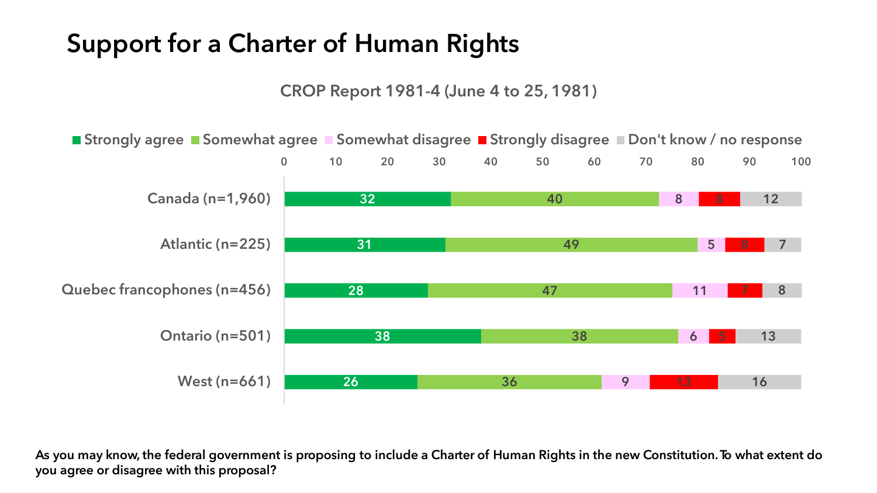# Support for a Charter of Human Rights

CROP Report 1981-4 (June 4 to 25, 1981)

| | Strongly agree | Somewhat agree | Somewhat disagree | Strongly disagree | Don't know / no response |
|---|---|---|---|---|---|
| Canada (n=1,960) | 32 | 40 | 8 | 8 | 12 |
| Atlantic (n=225) | 31 | 49 | 5 | 8 | 7 |
| Quebec francophones (n=456) | 28 | 47 | 11 | 7 | 8 |
| Ontario (n=501) | 38 | 38 | 6 | 5 | 13 |
| West (n=661) | 26 | 36 | 9 | 13 | 16 |

**As you may know, the federal government is proposing to include a Charter of Human Rights in the new Constitution. To what extent do you agree or disagree with this proposal?**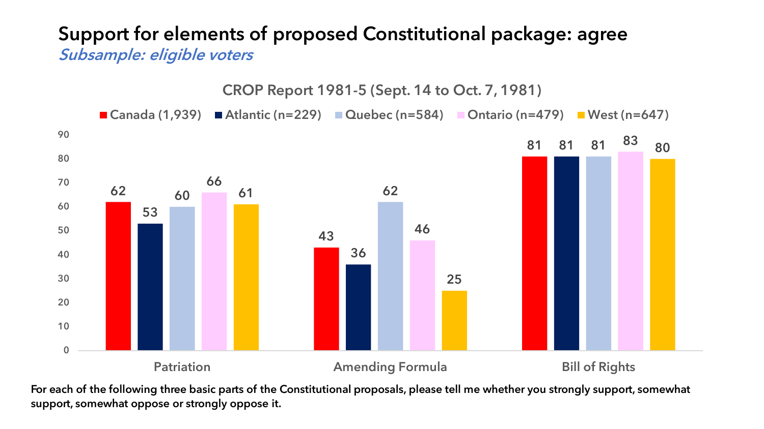# Support for elements of proposed Constitutional package: agree

*Subsample: eligible voters*

### CROP Report 1981-5 (Sept. 14 to Oct. 7, 1981)

| | Canada (1,939) | Atlantic (n=229) | Quebec (n=584) | Ontario (n=479) | West (n=647) |
|---|---|---|---|---|---|
| Patriation | 62 | 53 | 60 | 66 | 61 |
| Amending Formula | 43 | 36 | 62 | 46 | 25 |
| Bill of Rights | 81 | 81 | 81 | 83 | 80 |

**For each of the following three basic parts of the Constitutional proposals, please tell me whether you strongly support, somewhat support, somewhat oppose or strongly oppose it.**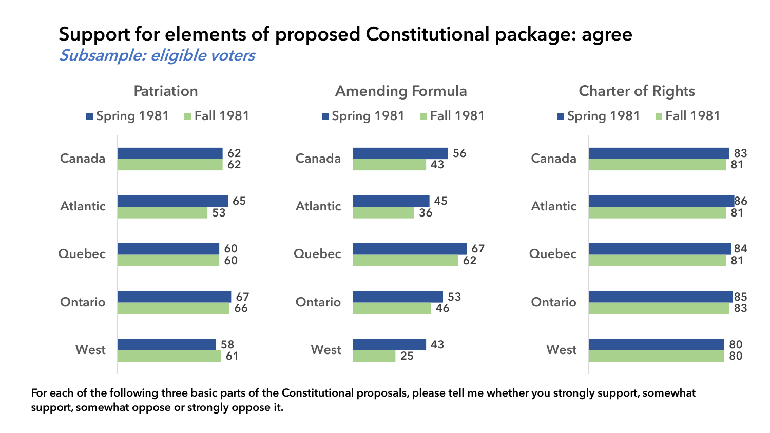# Support for elements of proposed Constitutional package: agree

*Subsample: eligible voters*

### Patriation

| | Spring 1981 | Fall 1981 |
|---|---|---|
| Canada | 62 | 62 |
| Atlantic | 65 | 53 |
| Quebec | 60 | 60 |
| Ontario | 67 | 66 |
| West | 58 | 61 |

### Amending Formula

| | Spring 1981 | Fall 1981 |
|---|---|---|
| Canada | 56 | 43 |
| Atlantic | 45 | 36 |
| Quebec | 67 | 62 |
| Ontario | 53 | 46 |
| West | 43 | 25 |

### Charter of Rights

| | Spring 1981 | Fall 1981 |
|---|---|---|
| Canada | 83 | 81 |
| Atlantic | 86 | 81 |
| Quebec | 84 | 81 |
| Ontario | 85 | 83 |
| West | 80 | 80 |

**For each of the following three basic parts of the Constitutional proposals, please tell me whether you strongly support, somewhat support, somewhat oppose or strongly oppose it.**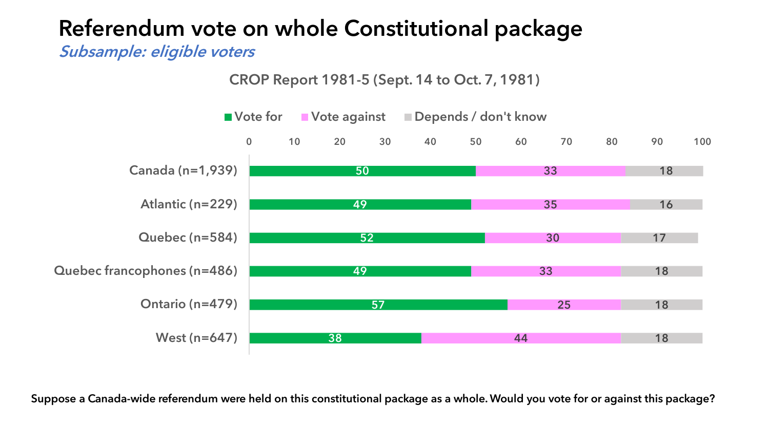# Referendum vote on whole Constitutional package

*Subsample: eligible voters*

CROP Report 1981-5 (Sept. 14 to Oct. 7, 1981)

| | Vote for | Vote against | Depends / don't know |
|---|---|---|---|
| Canada (n=1,939) | 50 | 33 | 18 |
| Atlantic (n=229) | 49 | 35 | 16 |
| Quebec (n=584) | 52 | 30 | 17 |
| Quebec francophones (n=486) | 49 | 33 | 18 |
| Ontario (n=479) | 57 | 25 | 18 |
| West (n=647) | 38 | 44 | 18 |

Suppose a Canada-wide referendum were held on this constitutional package as a whole. Would you vote for or against this package?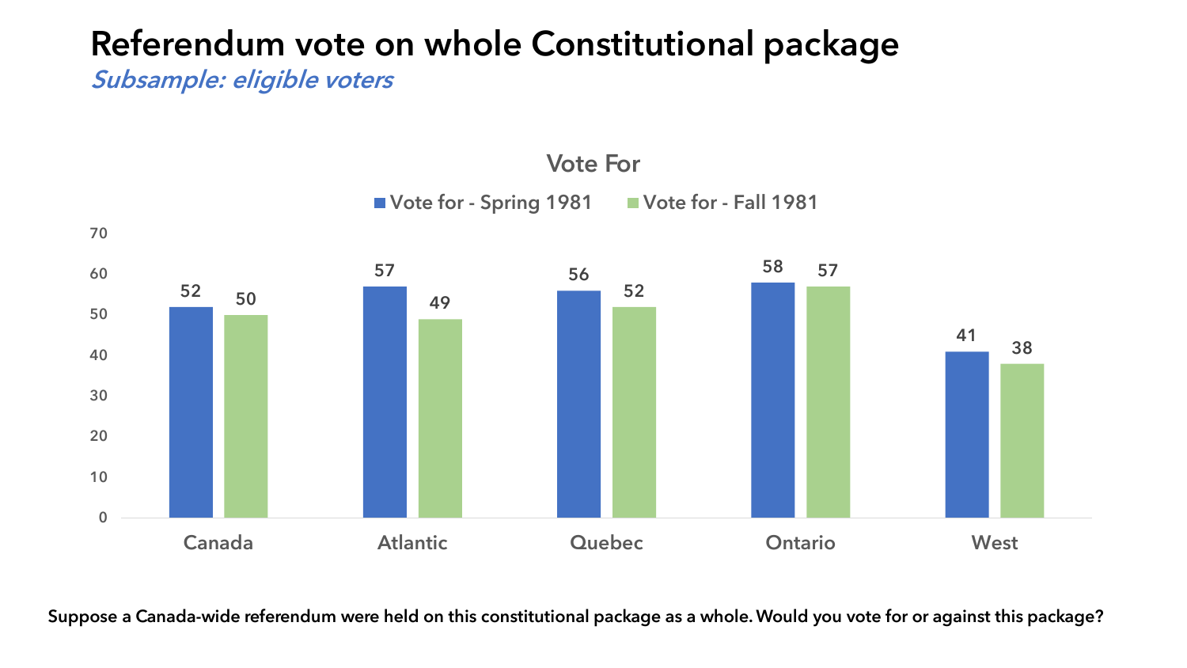# Referendum vote on whole Constitutional package

*Subsample: eligible voters*

## Vote For

| | Vote for - Spring 1981 | Vote for - Fall 1981 |
|---|---|---|
| Canada | 52 | 50 |
| Atlantic | 57 | 49 |
| Quebec | 56 | 52 |
| Ontario | 58 | 57 |
| West | 41 | 38 |

**Suppose a Canada-wide referendum were held on this constitutional package as a whole. Would you vote for or against this package?**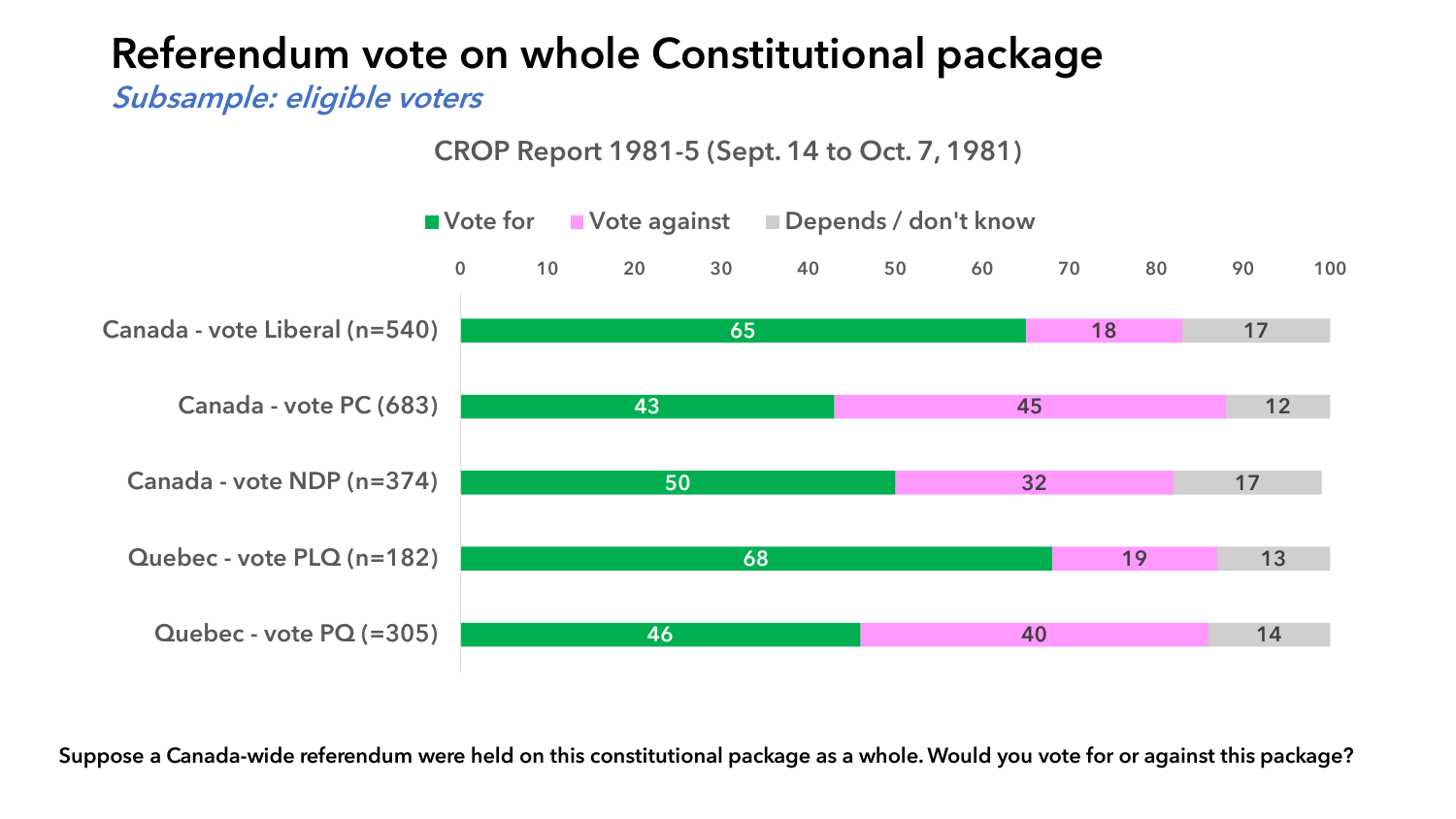# Referendum vote on whole Constitutional package

*Subsample: eligible voters*

CROP Report 1981-5 (Sept. 14 to Oct. 7, 1981)

| | Vote for | Vote against | Depends / don't know |
|---|---|---|---|
| Canada - vote Liberal (n=540) | 65 | 18 | 17 |
| Canada - vote PC (683) | 43 | 45 | 12 |
| Canada - vote NDP (n=374) | 50 | 32 | 17 |
| Quebec - vote PLQ (n=182) | 68 | 19 | 13 |
| Quebec - vote PQ (=305) | 46 | 40 | 14 |

**Suppose a Canada-wide referendum were held on this constitutional package as a whole. Would you vote for or against this package?**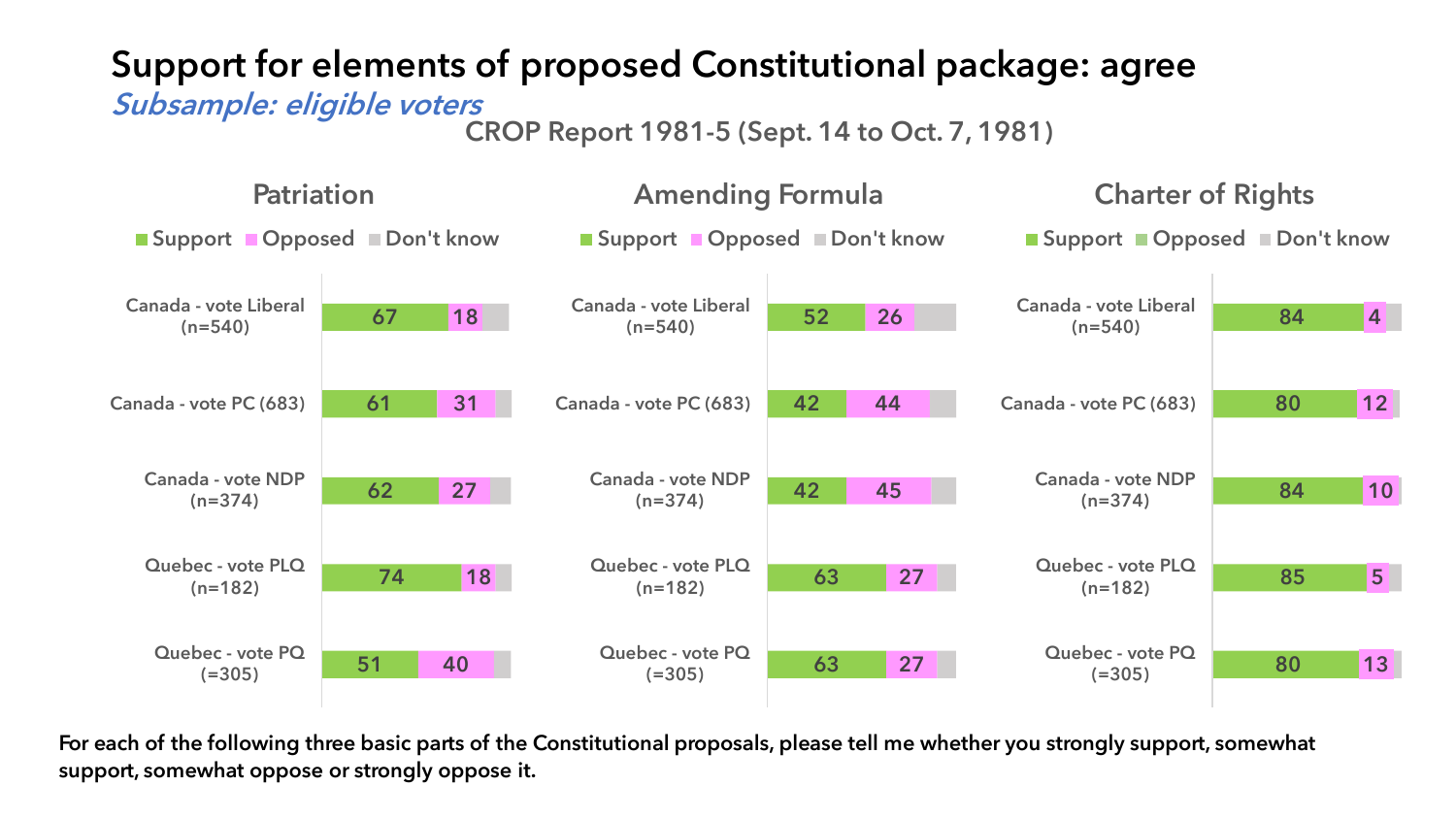# Support for elements of proposed Constitutional package: agree

*Subsample: eligible voters*

CROP Report 1981-5 (Sept. 14 to Oct. 7, 1981)

## Patriation

| | Support | Opposed |
|---|---|---|
| Canada - vote Liberal (n=540) | 67 | 18 |
| Canada - vote PC (683) | 61 | 31 |
| Canada - vote NDP (n=374) | 62 | 27 |
| Quebec - vote PLQ (n=182) | 74 | 18 |
| Quebec - vote PQ (=305) | 51 | 40 |

## Amending Formula

| | Support | Opposed |
|---|---|---|
| Canada - vote Liberal (n=540) | 52 | 26 |
| Canada - vote PC (683) | 42 | 44 |
| Canada - vote NDP (n=374) | 42 | 45 |
| Quebec - vote PLQ (n=182) | 63 | 27 |
| Quebec - vote PQ (=305) | 63 | 27 |

## Charter of Rights

| | Support | Opposed |
|---|---|---|
| Canada - vote Liberal (n=540) | 84 | 4 |
| Canada - vote PC (683) | 80 | 12 |
| Canada - vote NDP (n=374) | 84 | 10 |
| Quebec - vote PLQ (n=182) | 85 | 5 |
| Quebec - vote PQ (=305) | 80 | 13 |

For each of the following three basic parts of the Constitutional proposals, please tell me whether you strongly support, somewhat support, somewhat oppose or strongly oppose it.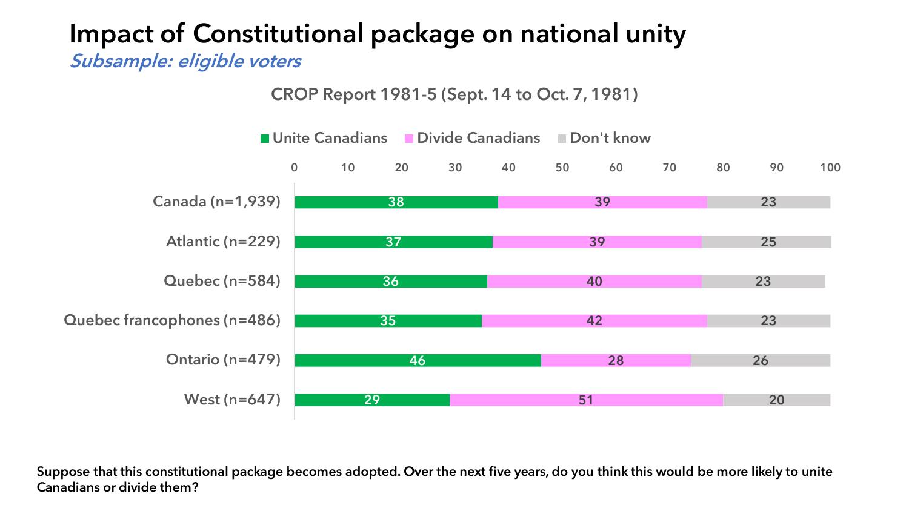# Impact of Constitutional package on national unity

*Subsample: eligible voters*

CROP Report 1981-5 (Sept. 14 to Oct. 7, 1981)

| | Unite Canadians | Divide Canadians | Don't know |
|---|---|---|---|
| Canada (n=1,939) | 38 | 39 | 23 |
| Atlantic (n=229) | 37 | 39 | 25 |
| Quebec (n=584) | 36 | 40 | 23 |
| Quebec francophones (n=486) | 35 | 42 | 23 |
| Ontario (n=479) | 46 | 28 | 26 |
| West (n=647) | 29 | 51 | 20 |

**Suppose that this constitutional package becomes adopted. Over the next five years, do you think this would be more likely to unite Canadians or divide them?**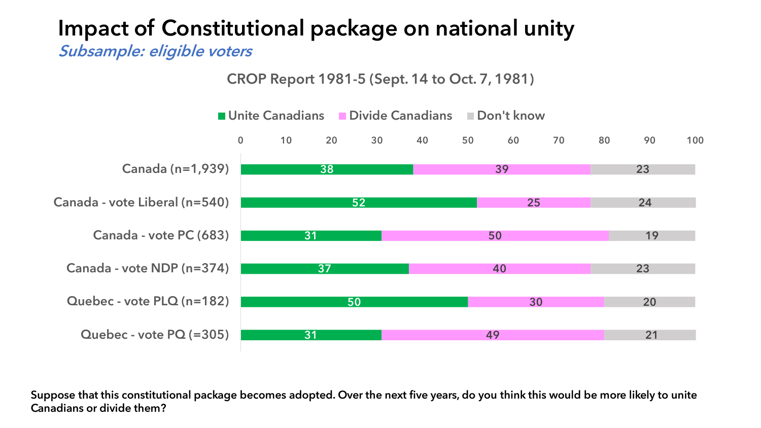# Impact of Constitutional package on national unity

*Subsample: eligible voters*

CROP Report 1981-5 (Sept. 14 to Oct. 7, 1981)

| | Unite Canadians | Divide Canadians | Don't know |
|---|---|---|---|
| Canada (n=1,939) | 38 | 39 | 23 |
| Canada - vote Liberal (n=540) | 52 | 25 | 24 |
| Canada - vote PC (683) | 31 | 50 | 19 |
| Canada - vote NDP (n=374) | 37 | 40 | 23 |
| Quebec - vote PLQ (n=182) | 50 | 30 | 20 |
| Quebec - vote PQ (=305) | 31 | 49 | 21 |

**Suppose that this constitutional package becomes adopted. Over the next five years, do you think this would be more likely to unite Canadians or divide them?**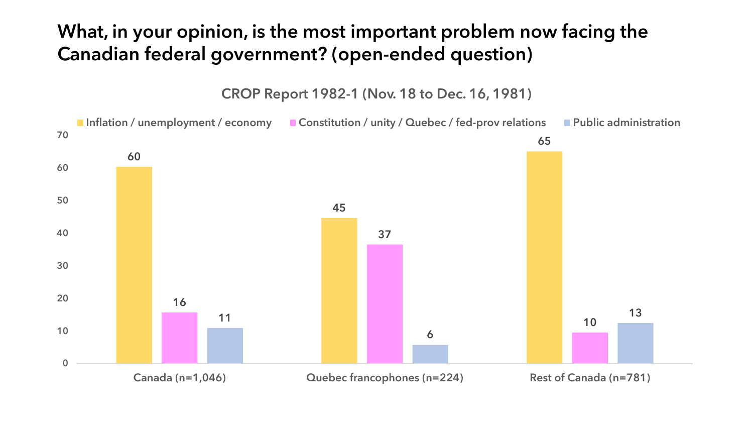# What, in your opinion, is the most important problem now facing the Canadian federal government? (open-ended question)

CROP Report 1982-1 (Nov. 18 to Dec. 16, 1981)

| | Inflation / unemployment / economy | Constitution / unity / Quebec / fed-prov relations | Public administration |
|---|---|---|---|
| Canada (n=1,046) | 60 | 16 | 11 |
| Quebec francophones (n=224) | 45 | 37 | 6 |
| Rest of Canada (n=781) | 65 | 10 | 13 |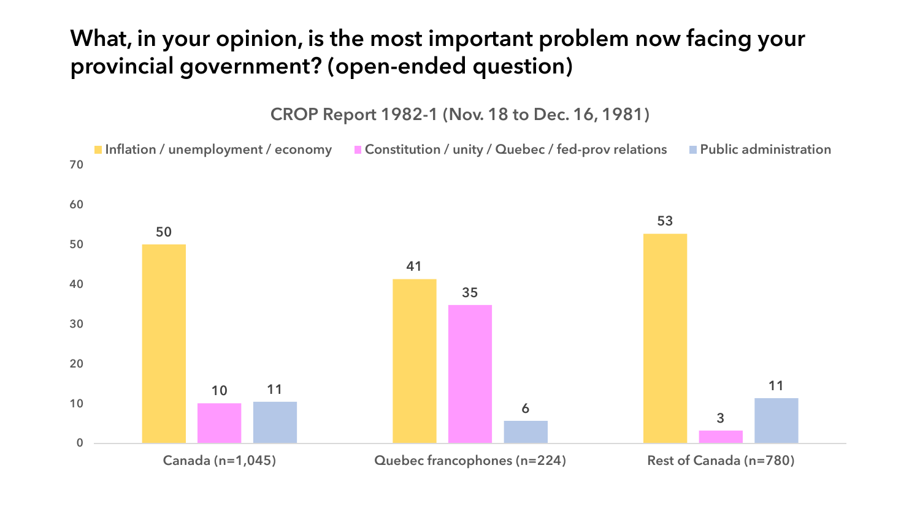# What, in your opinion, is the most important problem now facing your provincial government? (open-ended question)

CROP Report 1982-1 (Nov. 18 to Dec. 16, 1981)

| | Inflation / unemployment / economy | Constitution / unity / Quebec / fed-prov relations | Public administration |
|---|---|---|---|
| Canada (n=1,045) | 50 | 10 | 11 |
| Quebec francophones (n=224) | 41 | 35 | 6 |
| Rest of Canada (n=780) | 53 | 3 | 11 |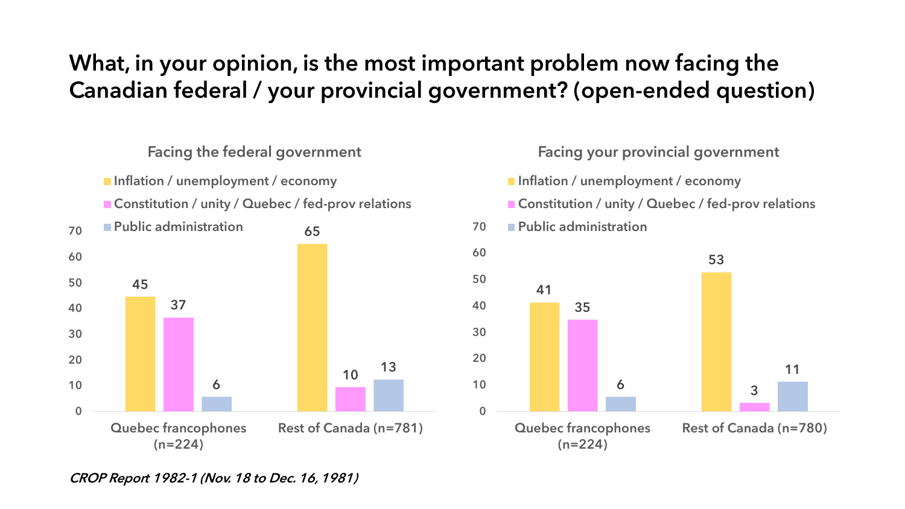# What, in your opinion, is the most important problem now facing the Canadian federal / your provincial government? (open-ended question)

Facing the federal government

Inflation / unemployment / economy

Constitution / unity / Quebec / fed-prov relations

Public administration

70
60
50
40
30
20
10
0

45
37
6
65
10
13

Quebec francophones (n=224)

Rest of Canada (n=781)

Facing your provincial government

Inflation / unemployment / economy

Constitution / unity / Quebec / fed-prov relations

Public administration

70
60
50
40
30
20
10
0

41
35
6
53
3
11

Quebec francophones (n=224)

Rest of Canada (n=780)

*CROP Report 1982-1 (Nov. 18 to Dec. 16, 1981)*